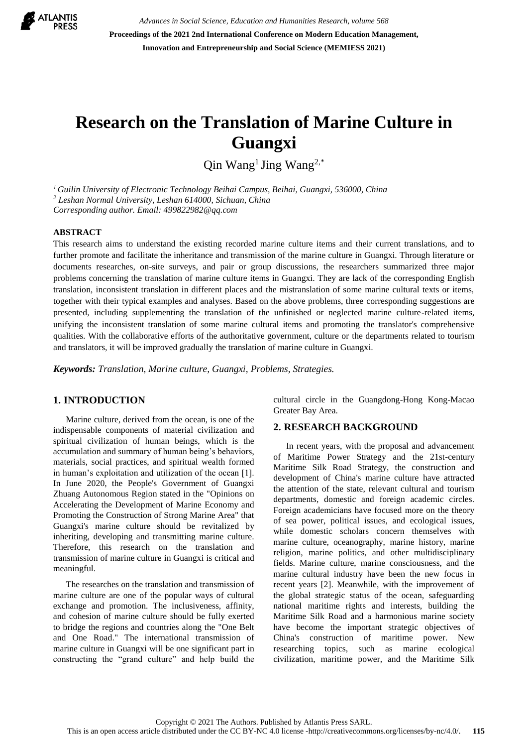# Research on the Translation of Marine Culture in Guangxi

Qin Wang[1] Jing Wang[2,*]

[1] *Guilin University of Electronic Technology Beihai Campus, Beihai, Guangxi, 536000, China*
[2] *Leshan Normal University, Leshan 614000, Sichuan, China*
*Corresponding author. Email: 499822982@qq.com*

## ABSTRACT

This research aims to understand the existing recorded marine culture items and their current translations, and to further promote and facilitate the inheritance and transmission of the marine culture in Guangxi. Through literature or documents researches, on-site surveys, and pair or group discussions, the researchers summarized three major problems concerning the translation of marine culture items in Guangxi. They are lack of the corresponding English translation, inconsistent translation in different places and the mistranslation of some marine cultural texts or items, together with their typical examples and analyses. Based on the above problems, three corresponding suggestions are presented, including supplementing the translation of the unfinished or neglected marine culture-related items, unifying the inconsistent translation of some marine cultural items and promoting the translator's comprehensive qualities. With the collaborative efforts of the authoritative government, culture or the departments related to tourism and translators, it will be improved gradually the translation of marine culture in Guangxi.

***Keywords:** Translation, Marine culture, Guangxi, Problems, Strategies.*

## 1. INTRODUCTION

Marine culture, derived from the ocean, is one of the indispensable components of material civilization and spiritual civilization of human beings, which is the accumulation and summary of human being's behaviors, materials, social practices, and spiritual wealth formed in human's exploitation and utilization of the ocean [1]. In June 2020, the People's Government of Guangxi Zhuang Autonomous Region stated in the "Opinions on Accelerating the Development of Marine Economy and Promoting the Construction of Strong Marine Area" that Guangxi's marine culture should be revitalized by inheriting, developing and transmitting marine culture. Therefore, this research on the translation and transmission of marine culture in Guangxi is critical and meaningful.

The researches on the translation and transmission of marine culture are one of the popular ways of cultural exchange and promotion. The inclusiveness, affinity, and cohesion of marine culture should be fully exerted to bridge the regions and countries along the "One Belt and One Road." The international transmission of marine culture in Guangxi will be one significant part in constructing the "grand culture" and help build the cultural circle in the Guangdong-Hong Kong-Macao Greater Bay Area.

## 2. RESEARCH BACKGROUND

In recent years, with the proposal and advancement of Maritime Power Strategy and the 21st-century Maritime Silk Road Strategy, the construction and development of China's marine culture have attracted the attention of the state, relevant cultural and tourism departments, domestic and foreign academic circles. Foreign academicians have focused more on the theory of sea power, political issues, and ecological issues, while domestic scholars concern themselves with marine culture, oceanography, marine history, marine religion, marine politics, and other multidisciplinary fields. Marine culture, marine consciousness, and the marine cultural industry have been the new focus in recent years [2]. Meanwhile, with the improvement of the global strategic status of the ocean, safeguarding national maritime rights and interests, building the Maritime Silk Road and a harmonious marine society have become the important strategic objectives of China's construction of maritime power. New researching topics, such as marine ecological civilization, maritime power, and the Maritime Silk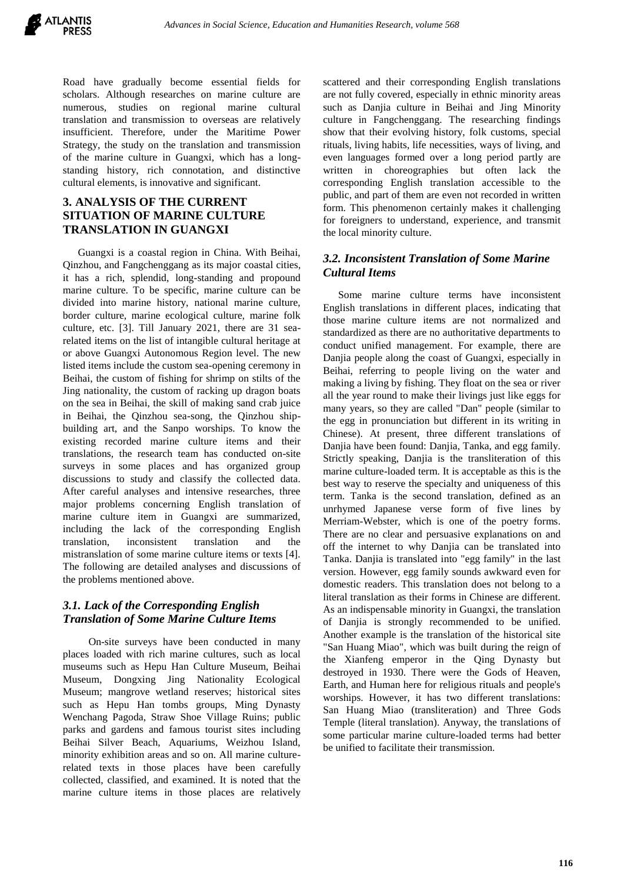Road have gradually become essential fields for scholars. Although researches on marine culture are numerous, studies on regional marine cultural translation and transmission to overseas are relatively insufficient. Therefore, under the Maritime Power Strategy, the study on the translation and transmission of the marine culture in Guangxi, which has a long-standing history, rich connotation, and distinctive cultural elements, is innovative and significant.

## 3. ANALYSIS OF THE CURRENT SITUATION OF MARINE CULTURE TRANSLATION IN GUANGXI

Guangxi is a coastal region in China. With Beihai, Qinzhou, and Fangchenggang as its major coastal cities, it has a rich, splendid, long-standing and propound marine culture. To be specific, marine culture can be divided into marine history, national marine culture, border culture, marine ecological culture, marine folk culture, etc. [3]. Till January 2021, there are 31 sea-related items on the list of intangible cultural heritage at or above Guangxi Autonomous Region level. The new listed items include the custom sea-opening ceremony in Beihai, the custom of fishing for shrimp on stilts of the Jing nationality, the custom of racking up dragon boats on the sea in Beihai, the skill of making sand crab juice in Beihai, the Qinzhou sea-song, the Qinzhou ship-building art, and the Sanpo worships. To know the existing recorded marine culture items and their translations, the research team has conducted on-site surveys in some places and has organized group discussions to study and classify the collected data. After careful analyses and intensive researches, three major problems concerning English translation of marine culture item in Guangxi are summarized, including the lack of the corresponding English translation, inconsistent translation and the mistranslation of some marine culture items or texts [4]. The following are detailed analyses and discussions of the problems mentioned above.

### *3.1. Lack of the Corresponding English Translation of Some Marine Culture Items*

On-site surveys have been conducted in many places loaded with rich marine cultures, such as local museums such as Hepu Han Culture Museum, Beihai Museum, Dongxing Jing Nationality Ecological Museum; mangrove wetland reserves; historical sites such as Hepu Han tombs groups, Ming Dynasty Wenchang Pagoda, Straw Shoe Village Ruins; public parks and gardens and famous tourist sites including Beihai Silver Beach, Aquariums, Weizhou Island, minority exhibition areas and so on. All marine culture-related texts in those places have been carefully collected, classified, and examined. It is noted that the marine culture items in those places are relatively scattered and their corresponding English translations are not fully covered, especially in ethnic minority areas such as Danjia culture in Beihai and Jing Minority culture in Fangchenggang. The researching findings show that their evolving history, folk customs, special rituals, living habits, life necessities, ways of living, and even languages formed over a long period partly are written in choreographies but often lack the corresponding English translation accessible to the public, and part of them are even not recorded in written form. This phenomenon certainly makes it challenging for foreigners to understand, experience, and transmit the local minority culture.

### *3.2. Inconsistent Translation of Some Marine Cultural Items*

Some marine culture terms have inconsistent English translations in different places, indicating that those marine culture items are not normalized and standardized as there are no authoritative departments to conduct unified management. For example, there are Danjia people along the coast of Guangxi, especially in Beihai, referring to people living on the water and making a living by fishing. They float on the sea or river all the year round to make their livings just like eggs for many years, so they are called "Dan" people (similar to the egg in pronunciation but different in its writing in Chinese). At present, three different translations of Danjia have been found: Danjia, Tanka, and egg family. Strictly speaking, Danjia is the transliteration of this marine culture-loaded term. It is acceptable as this is the best way to reserve the specialty and uniqueness of this term. Tanka is the second translation, defined as an unrhymed Japanese verse form of five lines by Merriam-Webster, which is one of the poetry forms. There are no clear and persuasive explanations on and off the internet to why Danjia can be translated into Tanka. Danjia is translated into "egg family" in the last version. However, egg family sounds awkward even for domestic readers. This translation does not belong to a literal translation as their forms in Chinese are different. As an indispensable minority in Guangxi, the translation of Danjia is strongly recommended to be unified. Another example is the translation of the historical site "San Huang Miao", which was built during the reign of the Xianfeng emperor in the Qing Dynasty but destroyed in 1930. There were the Gods of Heaven, Earth, and Human here for religious rituals and people's worships. However, it has two different translations: San Huang Miao (transliteration) and Three Gods Temple (literal translation). Anyway, the translations of some particular marine culture-loaded terms had better be unified to facilitate their transmission.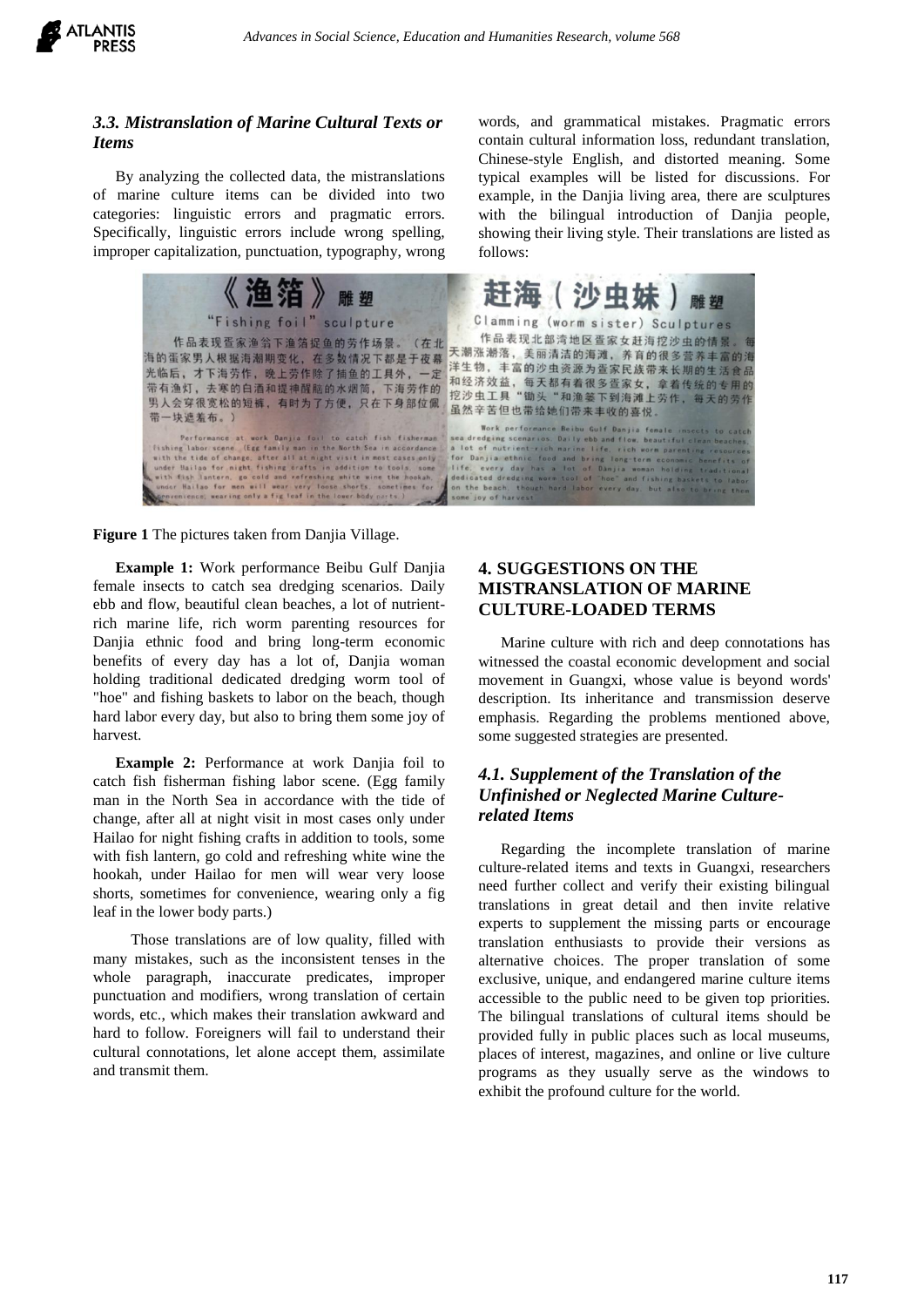### *3.3. Mistranslation of Marine Cultural Texts or Items*

By analyzing the collected data, the mistranslations of marine culture items can be divided into two categories: linguistic errors and pragmatic errors. Specifically, linguistic errors include wrong spelling, improper capitalization, punctuation, typography, wrong words, and grammatical mistakes. Pragmatic errors contain cultural information loss, redundant translation, Chinese-style English, and distorted meaning. Some typical examples will be listed for discussions. For example, in the Danjia living area, there are sculptures with the bilingual introduction of Danjia people, showing their living style. Their translations are listed as follows:

**Figure 1** The pictures taken from Danjia Village.

**Example 1:** Work performance Beibu Gulf Danjia female insects to catch sea dredging scenarios. Daily ebb and flow, beautiful clean beaches, a lot of nutrient-rich marine life, rich worm parenting resources for Danjia ethnic food and bring long-term economic benefits of every day has a lot of, Danjia woman holding traditional dedicated dredging worm tool of "hoe" and fishing baskets to labor on the beach, though hard labor every day, but also to bring them some joy of harvest.

**Example 2:** Performance at work Danjia foil to catch fish fisherman fishing labor scene. (Egg family man in the North Sea in accordance with the tide of change, after all at night visit in most cases only under Hailao for night fishing crafts in addition to tools, some with fish lantern, go cold and refreshing white wine the hookah, under Hailao for men will wear very loose shorts, sometimes for convenience, wearing only a fig leaf in the lower body parts.)

Those translations are of low quality, filled with many mistakes, such as the inconsistent tenses in the whole paragraph, inaccurate predicates, improper punctuation and modifiers, wrong translation of certain words, etc., which makes their translation awkward and hard to follow. Foreigners will fail to understand their cultural connotations, let alone accept them, assimilate and transmit them.

## 4. SUGGESTIONS ON THE MISTRANSLATION OF MARINE CULTURE-LOADED TERMS

Marine culture with rich and deep connotations has witnessed the coastal economic development and social movement in Guangxi, whose value is beyond words' description. Its inheritance and transmission deserve emphasis. Regarding the problems mentioned above, some suggested strategies are presented.

### *4.1. Supplement of the Translation of the Unfinished or Neglected Marine Culture-related Items*

Regarding the incomplete translation of marine culture-related items and texts in Guangxi, researchers need further collect and verify their existing bilingual translations in great detail and then invite relative experts to supplement the missing parts or encourage translation enthusiasts to provide their versions as alternative choices. The proper translation of some exclusive, unique, and endangered marine culture items accessible to the public need to be given top priorities. The bilingual translations of cultural items should be provided fully in public places such as local museums, places of interest, magazines, and online or live culture programs as they usually serve as the windows to exhibit the profound culture for the world.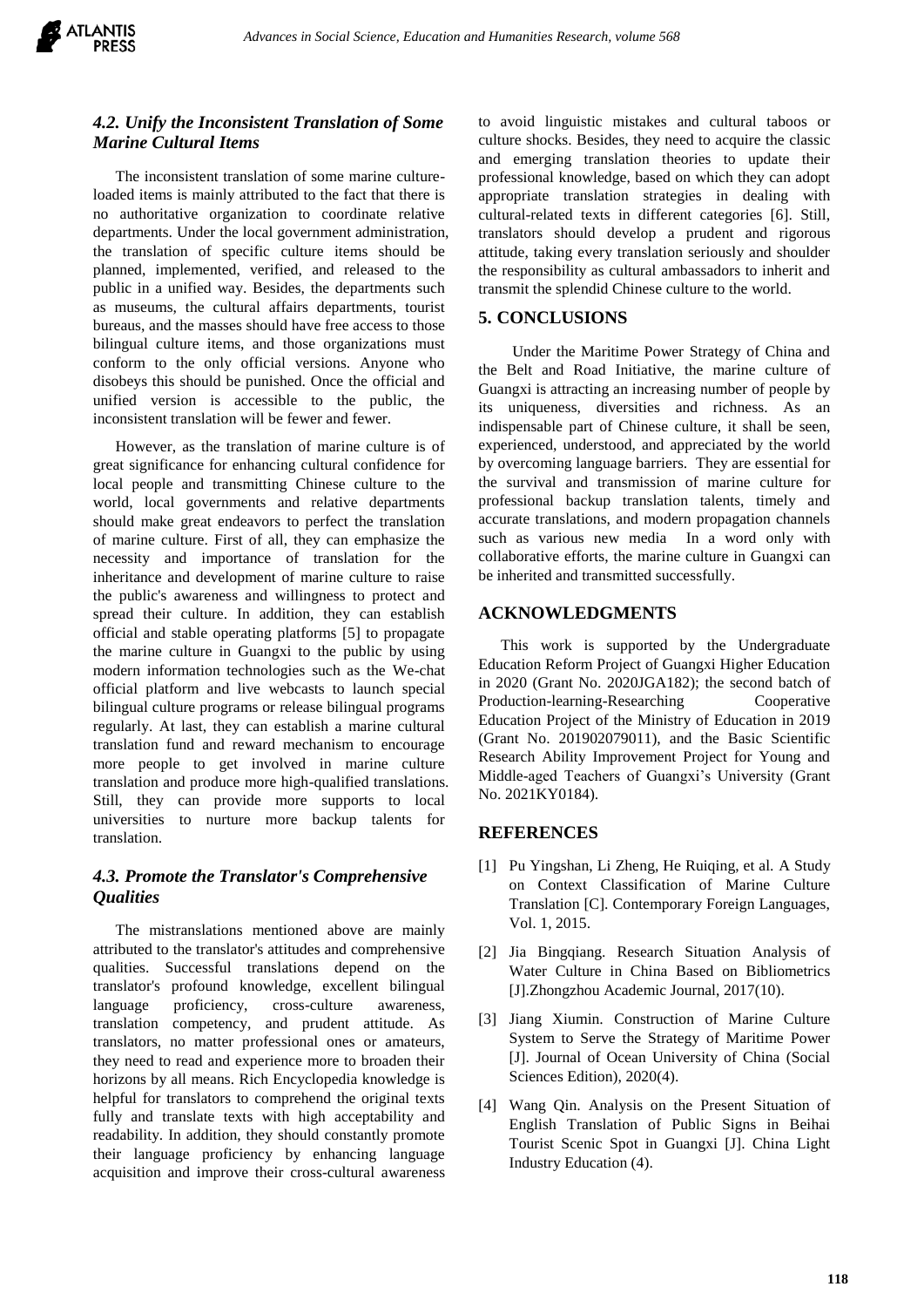### *4.2. Unify the Inconsistent Translation of Some Marine Cultural Items*

The inconsistent translation of some marine culture-loaded items is mainly attributed to the fact that there is no authoritative organization to coordinate relative departments. Under the local government administration, the translation of specific culture items should be planned, implemented, verified, and released to the public in a unified way. Besides, the departments such as museums, the cultural affairs departments, tourist bureaus, and the masses should have free access to those bilingual culture items, and those organizations must conform to the only official versions. Anyone who disobeys this should be punished. Once the official and unified version is accessible to the public, the inconsistent translation will be fewer and fewer.

However, as the translation of marine culture is of great significance for enhancing cultural confidence for local people and transmitting Chinese culture to the world, local governments and relative departments should make great endeavors to perfect the translation of marine culture. First of all, they can emphasize the necessity and importance of translation for the inheritance and development of marine culture to raise the public's awareness and willingness to protect and spread their culture. In addition, they can establish official and stable operating platforms [5] to propagate the marine culture in Guangxi to the public by using modern information technologies such as the We-chat official platform and live webcasts to launch special bilingual culture programs or release bilingual programs regularly. At last, they can establish a marine cultural translation fund and reward mechanism to encourage more people to get involved in marine culture translation and produce more high-qualified translations. Still, they can provide more supports to local universities to nurture more backup talents for translation.

### *4.3. Promote the Translator's Comprehensive Qualities*

The mistranslations mentioned above are mainly attributed to the translator's attitudes and comprehensive qualities. Successful translations depend on the translator's profound knowledge, excellent bilingual language proficiency, cross-culture awareness, translation competency, and prudent attitude. As translators, no matter professional ones or amateurs, they need to read and experience more to broaden their horizons by all means. Rich Encyclopedia knowledge is helpful for translators to comprehend the original texts fully and translate texts with high acceptability and readability. In addition, they should constantly promote their language proficiency by enhancing language acquisition and improve their cross-cultural awareness to avoid linguistic mistakes and cultural taboos or culture shocks. Besides, they need to acquire the classic and emerging translation theories to update their professional knowledge, based on which they can adopt appropriate translation strategies in dealing with cultural-related texts in different categories [6]. Still, translators should develop a prudent and rigorous attitude, taking every translation seriously and shoulder the responsibility as cultural ambassadors to inherit and transmit the splendid Chinese culture to the world.

## 5. CONCLUSIONS

Under the Maritime Power Strategy of China and the Belt and Road Initiative, the marine culture of Guangxi is attracting an increasing number of people by its uniqueness, diversities and richness. As an indispensable part of Chinese culture, it shall be seen, experienced, understood, and appreciated by the world by overcoming language barriers. They are essential for the survival and transmission of marine culture for professional backup translation talents, timely and accurate translations, and modern propagation channels such as various new media In a word only with collaborative efforts, the marine culture in Guangxi can be inherited and transmitted successfully.

## ACKNOWLEDGMENTS

This work is supported by the Undergraduate Education Reform Project of Guangxi Higher Education in 2020 (Grant No. 2020JGA182); the second batch of Production-learning-Researching Cooperative Education Project of the Ministry of Education in 2019 (Grant No. 201902079011), and the Basic Scientific Research Ability Improvement Project for Young and Middle-aged Teachers of Guangxi's University (Grant No. 2021KY0184).

## REFERENCES

[1] Pu Yingshan, Li Zheng, He Ruiqing, et al. A Study on Context Classification of Marine Culture Translation [C]. Contemporary Foreign Languages, Vol. 1, 2015.

[2] Jia Bingqiang. Research Situation Analysis of Water Culture in China Based on Bibliometrics [J].Zhongzhou Academic Journal, 2017(10).

[3] Jiang Xiumin. Construction of Marine Culture System to Serve the Strategy of Maritime Power [J]. Journal of Ocean University of China (Social Sciences Edition), 2020(4).

[4] Wang Qin. Analysis on the Present Situation of English Translation of Public Signs in Beihai Tourist Scenic Spot in Guangxi [J]. China Light Industry Education (4).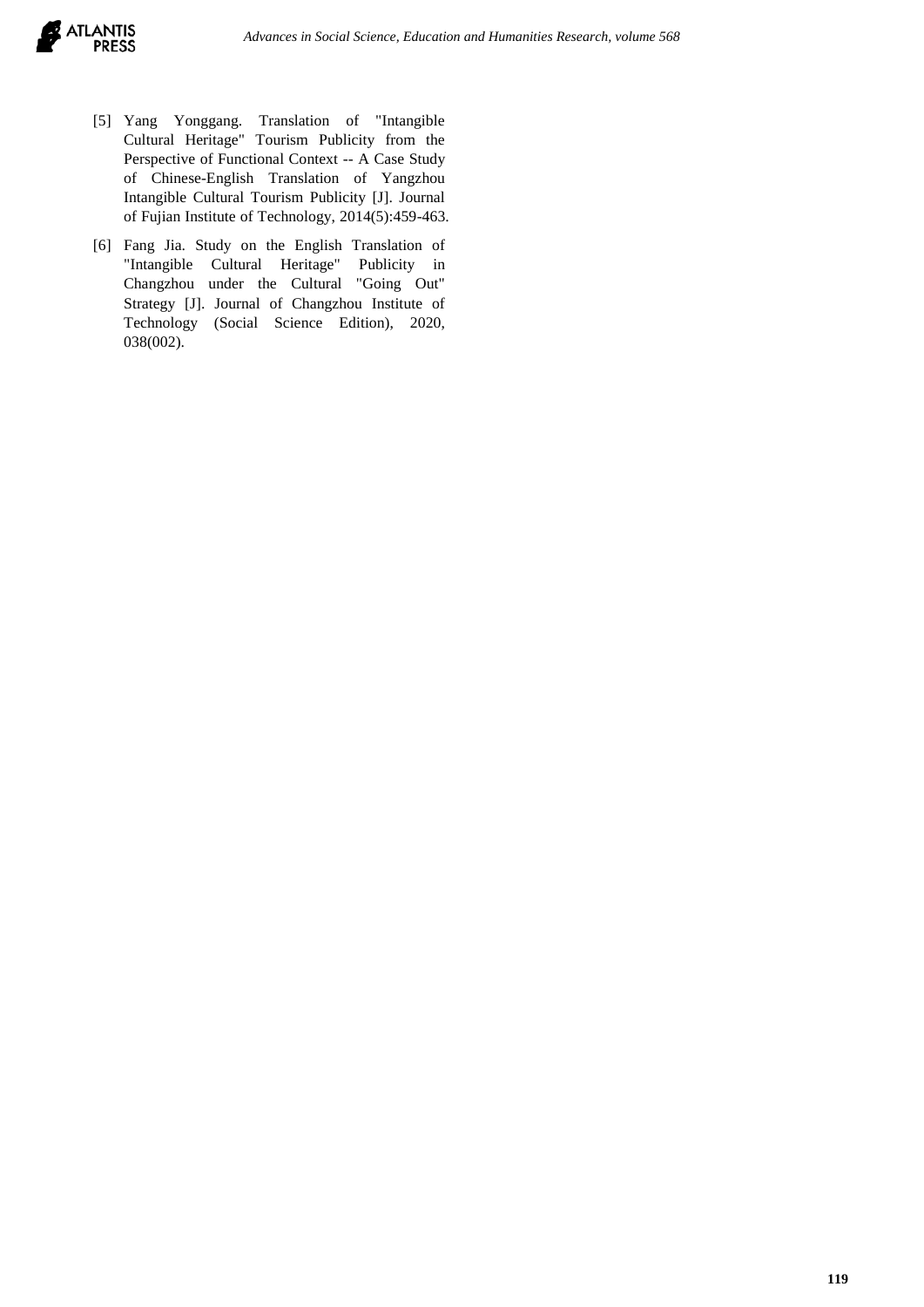[5] Yang Yonggang. Translation of "Intangible Cultural Heritage" Tourism Publicity from the Perspective of Functional Context -- A Case Study of Chinese-English Translation of Yangzhou Intangible Cultural Tourism Publicity [J]. Journal of Fujian Institute of Technology, 2014(5):459-463.

[6] Fang Jia. Study on the English Translation of "Intangible Cultural Heritage" Publicity in Changzhou under the Cultural "Going Out" Strategy [J]. Journal of Changzhou Institute of Technology (Social Science Edition), 2020, 038(002).